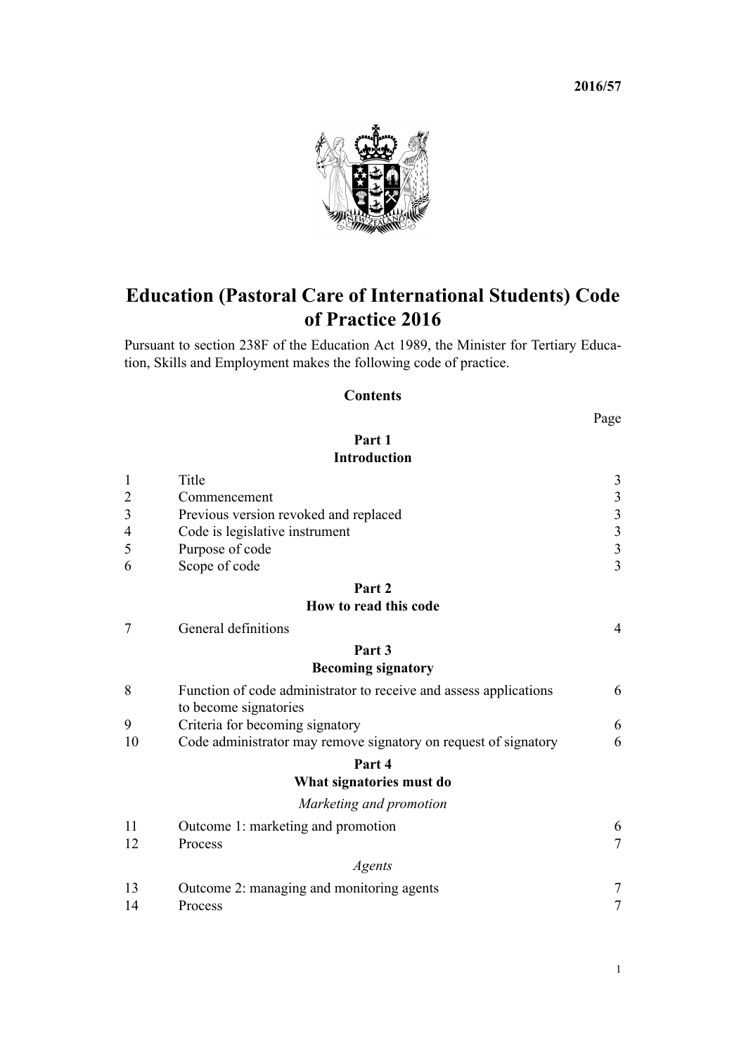**2016/57**

# Education (Pastoral Care of International Students) Code of Practice 2016

Pursuant to section 238F of the Education Act 1989, the Minister for Tertiary Education, Skills and Employment makes the following code of practice.

## Contents

| | | Page |
|---|---|---|
| | **Part 1** | |
| | **Introduction** | |
| 1 | Title | 3 |
| 2 | Commencement | 3 |
| 3 | Previous version revoked and replaced | 3 |
| 4 | Code is legislative instrument | 3 |
| 5 | Purpose of code | 3 |
| 6 | Scope of code | 3 |
| | **Part 2** | |
| | **How to read this code** | |
| 7 | General definitions | 4 |
| | **Part 3** | |
| | **Becoming signatory** | |
| 8 | Function of code administrator to receive and assess applications to become signatories | 6 |
| 9 | Criteria for becoming signatory | 6 |
| 10 | Code administrator may remove signatory on request of signatory | 6 |
| | **Part 4** | |
| | **What signatories must do** | |
| | *Marketing and promotion* | |
| 11 | Outcome 1: marketing and promotion | 6 |
| 12 | Process | 7 |
| | *Agents* | |
| 13 | Outcome 2: managing and monitoring agents | 7 |
| 14 | Process | 7 |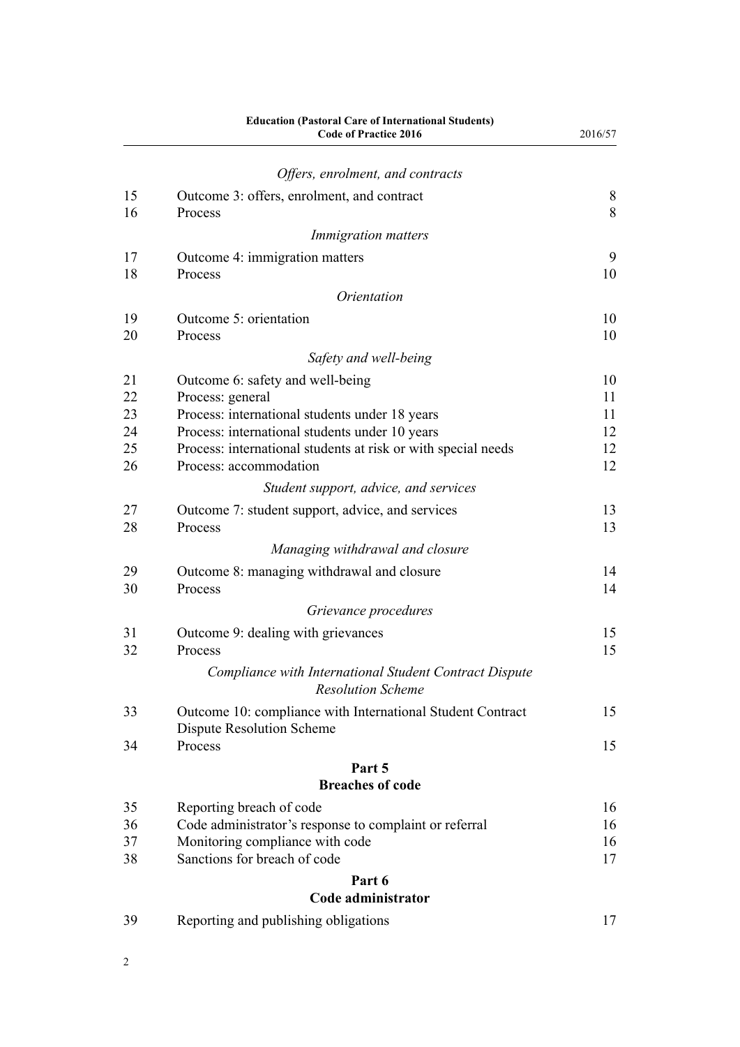*Offers, enrolment, and contracts*

| | | |
|---|---|---|
| 15 | Outcome 3: offers, enrolment, and contract | 8 |
| 16 | Process | 8 |

*Immigration matters*

| | | |
|---|---|---|
| 17 | Outcome 4: immigration matters | 9 |
| 18 | Process | 10 |

*Orientation*

| | | |
|---|---|---|
| 19 | Outcome 5: orientation | 10 |
| 20 | Process | 10 |

*Safety and well-being*

| | | |
|---|---|---|
| 21 | Outcome 6: safety and well-being | 10 |
| 22 | Process: general | 11 |
| 23 | Process: international students under 18 years | 11 |
| 24 | Process: international students under 10 years | 12 |
| 25 | Process: international students at risk or with special needs | 12 |
| 26 | Process: accommodation | 12 |

*Student support, advice, and services*

| | | |
|---|---|---|
| 27 | Outcome 7: student support, advice, and services | 13 |
| 28 | Process | 13 |

*Managing withdrawal and closure*

| | | |
|---|---|---|
| 29 | Outcome 8: managing withdrawal and closure | 14 |
| 30 | Process | 14 |

*Grievance procedures*

| | | |
|---|---|---|
| 31 | Outcome 9: dealing with grievances | 15 |
| 32 | Process | 15 |

*Compliance with International Student Contract Dispute Resolution Scheme*

| | | |
|---|---|---|
| 33 | Outcome 10: compliance with International Student Contract Dispute Resolution Scheme | 15 |
| 34 | Process | 15 |

## Part 5
## Breaches of code

| | | |
|---|---|---|
| 35 | Reporting breach of code | 16 |
| 36 | Code administrator's response to complaint or referral | 16 |
| 37 | Monitoring compliance with code | 16 |
| 38 | Sanctions for breach of code | 17 |

## Part 6
## Code administrator

| | | |
|---|---|---|
| 39 | Reporting and publishing obligations | 17 |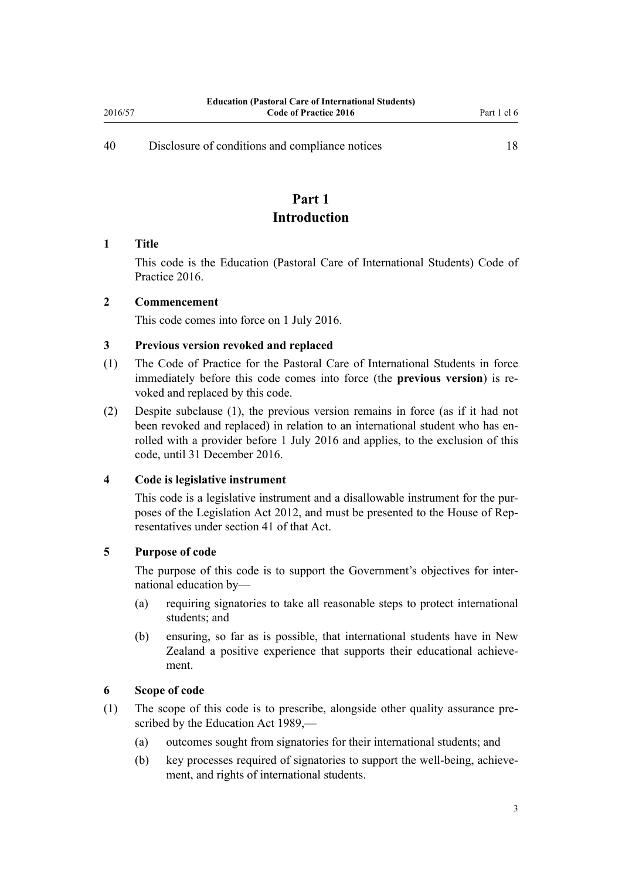40 Disclosure of conditions and compliance notices 18

# Part 1
# Introduction

### 1 Title

This code is the Education (Pastoral Care of International Students) Code of Practice 2016.

### 2 Commencement

This code comes into force on 1 July 2016.

### 3 Previous version revoked and replaced

(1) The Code of Practice for the Pastoral Care of International Students in force immediately before this code comes into force (the **previous version**) is revoked and replaced by this code.

(2) Despite subclause (1), the previous version remains in force (as if it had not been revoked and replaced) in relation to an international student who has enrolled with a provider before 1 July 2016 and applies, to the exclusion of this code, until 31 December 2016.

### 4 Code is legislative instrument

This code is a legislative instrument and a disallowable instrument for the purposes of the Legislation Act 2012, and must be presented to the House of Representatives under section 41 of that Act.

### 5 Purpose of code

The purpose of this code is to support the Government's objectives for international education by—

(a) requiring signatories to take all reasonable steps to protect international students; and

(b) ensuring, so far as is possible, that international students have in New Zealand a positive experience that supports their educational achievement.

### 6 Scope of code

(1) The scope of this code is to prescribe, alongside other quality assurance prescribed by the Education Act 1989,—

(a) outcomes sought from signatories for their international students; and

(b) key processes required of signatories to support the well-being, achievement, and rights of international students.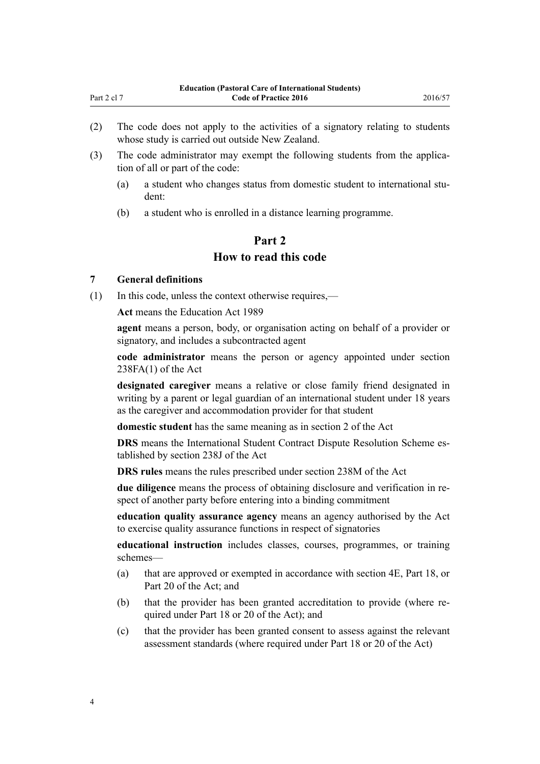(2) The code does not apply to the activities of a signatory relating to students whose study is carried out outside New Zealand.

(3) The code administrator may exempt the following students from the application of all or part of the code:

(a) a student who changes status from domestic student to international student:

(b) a student who is enrolled in a distance learning programme.

## Part 2
## How to read this code

### 7 General definitions

(1) In this code, unless the context otherwise requires,—

**Act** means the Education Act 1989

**agent** means a person, body, or organisation acting on behalf of a provider or signatory, and includes a subcontracted agent

**code administrator** means the person or agency appointed under section 238FA(1) of the Act

**designated caregiver** means a relative or close family friend designated in writing by a parent or legal guardian of an international student under 18 years as the caregiver and accommodation provider for that student

**domestic student** has the same meaning as in section 2 of the Act

**DRS** means the International Student Contract Dispute Resolution Scheme established by section 238J of the Act

**DRS rules** means the rules prescribed under section 238M of the Act

**due diligence** means the process of obtaining disclosure and verification in respect of another party before entering into a binding commitment

**education quality assurance agency** means an agency authorised by the Act to exercise quality assurance functions in respect of signatories

**educational instruction** includes classes, courses, programmes, or training schemes—

(a) that are approved or exempted in accordance with section 4E, Part 18, or Part 20 of the Act; and

(b) that the provider has been granted accreditation to provide (where required under Part 18 or 20 of the Act); and

(c) that the provider has been granted consent to assess against the relevant assessment standards (where required under Part 18 or 20 of the Act)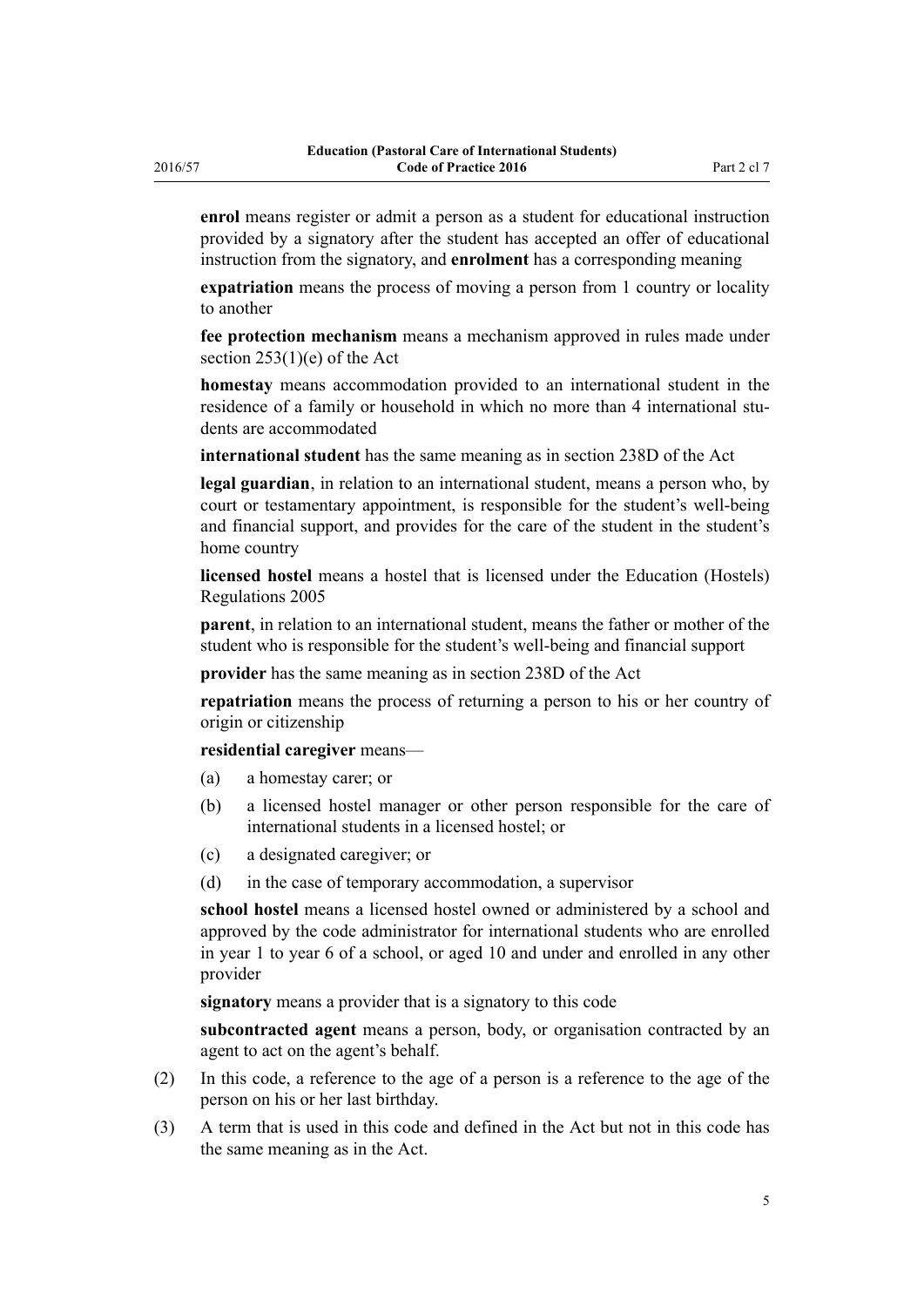**enrol** means register or admit a person as a student for educational instruction provided by a signatory after the student has accepted an offer of educational instruction from the signatory, and **enrolment** has a corresponding meaning

**expatriation** means the process of moving a person from 1 country or locality to another

**fee protection mechanism** means a mechanism approved in rules made under section 253(1)(e) of the Act

**homestay** means accommodation provided to an international student in the residence of a family or household in which no more than 4 international students are accommodated

**international student** has the same meaning as in section 238D of the Act

**legal guardian**, in relation to an international student, means a person who, by court or testamentary appointment, is responsible for the student's well-being and financial support, and provides for the care of the student in the student's home country

**licensed hostel** means a hostel that is licensed under the Education (Hostels) Regulations 2005

**parent**, in relation to an international student, means the father or mother of the student who is responsible for the student's well-being and financial support

**provider** has the same meaning as in section 238D of the Act

**repatriation** means the process of returning a person to his or her country of origin or citizenship

**residential caregiver** means—

(a) a homestay carer; or

(b) a licensed hostel manager or other person responsible for the care of international students in a licensed hostel; or

(c) a designated caregiver; or

(d) in the case of temporary accommodation, a supervisor

**school hostel** means a licensed hostel owned or administered by a school and approved by the code administrator for international students who are enrolled in year 1 to year 6 of a school, or aged 10 and under and enrolled in any other provider

**signatory** means a provider that is a signatory to this code

**subcontracted agent** means a person, body, or organisation contracted by an agent to act on the agent's behalf.

(2) In this code, a reference to the age of a person is a reference to the age of the person on his or her last birthday.

(3) A term that is used in this code and defined in the Act but not in this code has the same meaning as in the Act.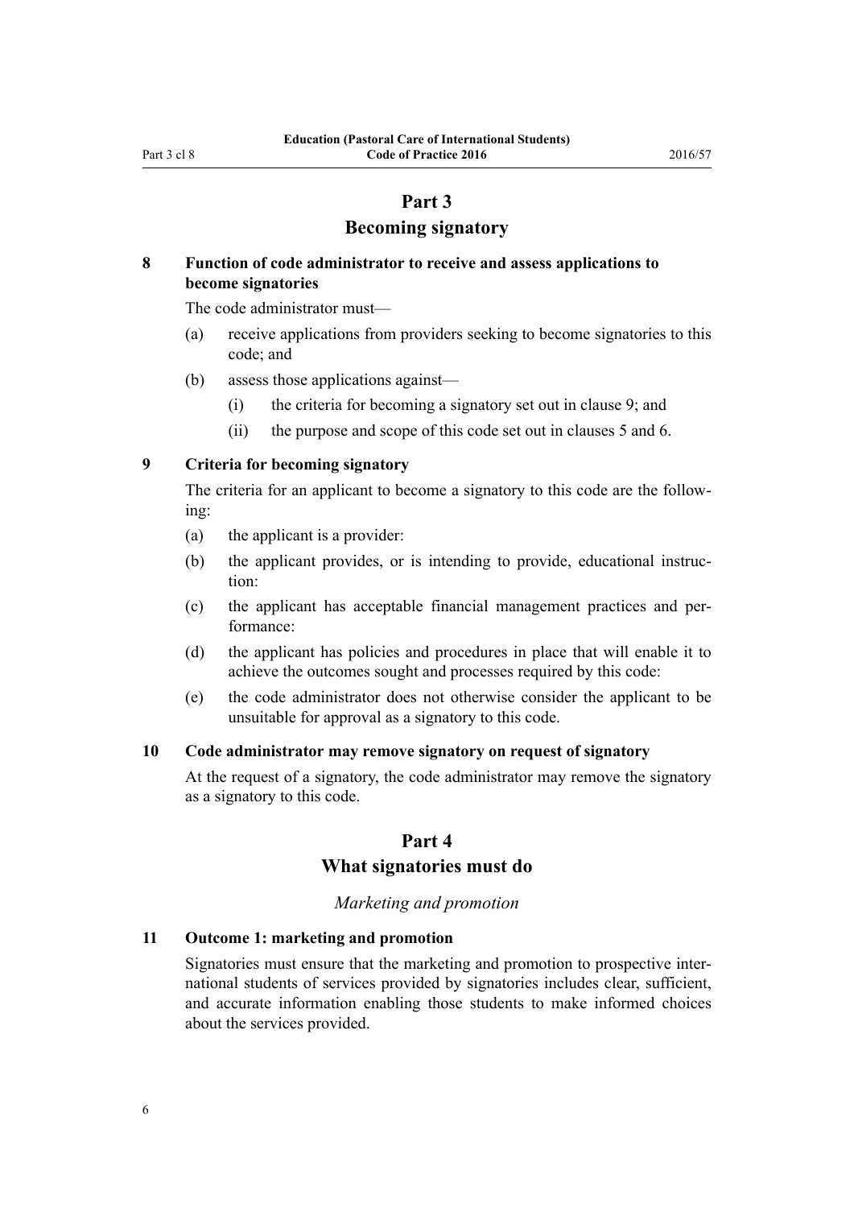# Part 3
## Becoming signatory

### 8 Function of code administrator to receive and assess applications to become signatories

The code administrator must—

(a) receive applications from providers seeking to become signatories to this code; and

(b) assess those applications against—

(i) the criteria for becoming a signatory set out in clause 9; and

(ii) the purpose and scope of this code set out in clauses 5 and 6.

### 9 Criteria for becoming signatory

The criteria for an applicant to become a signatory to this code are the following:

(a) the applicant is a provider:

(b) the applicant provides, or is intending to provide, educational instruction:

(c) the applicant has acceptable financial management practices and performance:

(d) the applicant has policies and procedures in place that will enable it to achieve the outcomes sought and processes required by this code:

(e) the code administrator does not otherwise consider the applicant to be unsuitable for approval as a signatory to this code.

### 10 Code administrator may remove signatory on request of signatory

At the request of a signatory, the code administrator may remove the signatory as a signatory to this code.

# Part 4
## What signatories must do

*Marketing and promotion*

### 11 Outcome 1: marketing and promotion

Signatories must ensure that the marketing and promotion to prospective international students of services provided by signatories includes clear, sufficient, and accurate information enabling those students to make informed choices about the services provided.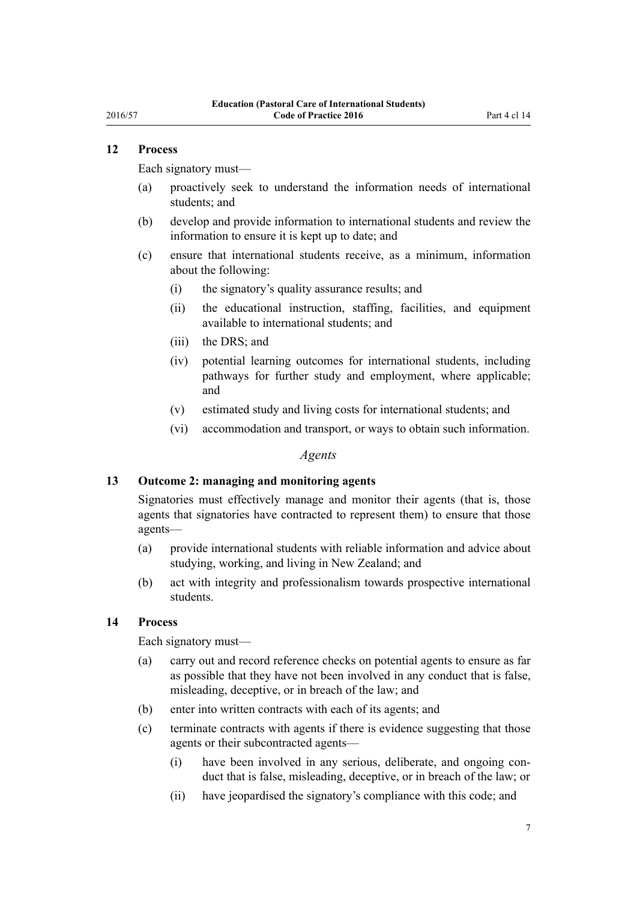### 12 Process

Each signatory must—

(a) proactively seek to understand the information needs of international students; and

(b) develop and provide information to international students and review the information to ensure it is kept up to date; and

(c) ensure that international students receive, as a minimum, information about the following:

  (i) the signatory's quality assurance results; and

  (ii) the educational instruction, staffing, facilities, and equipment available to international students; and

  (iii) the DRS; and

  (iv) potential learning outcomes for international students, including pathways for further study and employment, where applicable; and

  (v) estimated study and living costs for international students; and

  (vi) accommodation and transport, or ways to obtain such information.

*Agents*

### 13 Outcome 2: managing and monitoring agents

Signatories must effectively manage and monitor their agents (that is, those agents that signatories have contracted to represent them) to ensure that those agents—

(a) provide international students with reliable information and advice about studying, working, and living in New Zealand; and

(b) act with integrity and professionalism towards prospective international students.

### 14 Process

Each signatory must—

(a) carry out and record reference checks on potential agents to ensure as far as possible that they have not been involved in any conduct that is false, misleading, deceptive, or in breach of the law; and

(b) enter into written contracts with each of its agents; and

(c) terminate contracts with agents if there is evidence suggesting that those agents or their subcontracted agents—

  (i) have been involved in any serious, deliberate, and ongoing conduct that is false, misleading, deceptive, or in breach of the law; or

  (ii) have jeopardised the signatory's compliance with this code; and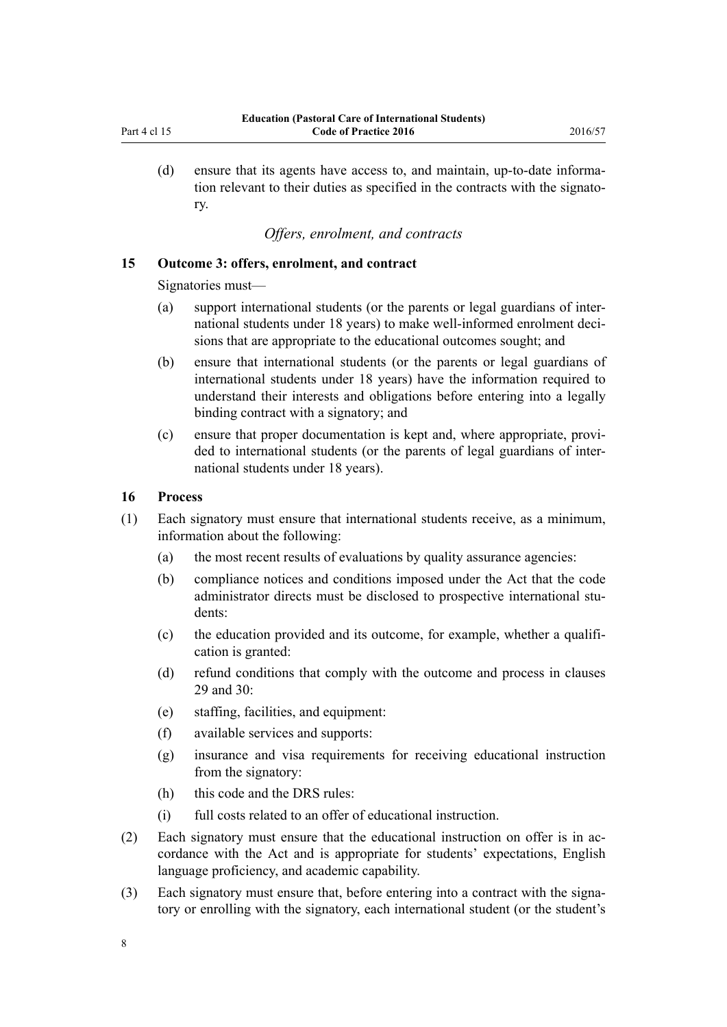(d) ensure that its agents have access to, and maintain, up-to-date information relevant to their duties as specified in the contracts with the signatory.

*Offers, enrolment, and contracts*

### 15 Outcome 3: offers, enrolment, and contract

Signatories must—

(a) support international students (or the parents or legal guardians of international students under 18 years) to make well-informed enrolment decisions that are appropriate to the educational outcomes sought; and

(b) ensure that international students (or the parents or legal guardians of international students under 18 years) have the information required to understand their interests and obligations before entering into a legally binding contract with a signatory; and

(c) ensure that proper documentation is kept and, where appropriate, provided to international students (or the parents of legal guardians of international students under 18 years).

### 16 Process

(1) Each signatory must ensure that international students receive, as a minimum, information about the following:

(a) the most recent results of evaluations by quality assurance agencies:

(b) compliance notices and conditions imposed under the Act that the code administrator directs must be disclosed to prospective international students:

(c) the education provided and its outcome, for example, whether a qualification is granted:

(d) refund conditions that comply with the outcome and process in clauses 29 and 30:

(e) staffing, facilities, and equipment:

(f) available services and supports:

(g) insurance and visa requirements for receiving educational instruction from the signatory:

(h) this code and the DRS rules:

(i) full costs related to an offer of educational instruction.

(2) Each signatory must ensure that the educational instruction on offer is in accordance with the Act and is appropriate for students' expectations, English language proficiency, and academic capability.

(3) Each signatory must ensure that, before entering into a contract with the signatory or enrolling with the signatory, each international student (or the student's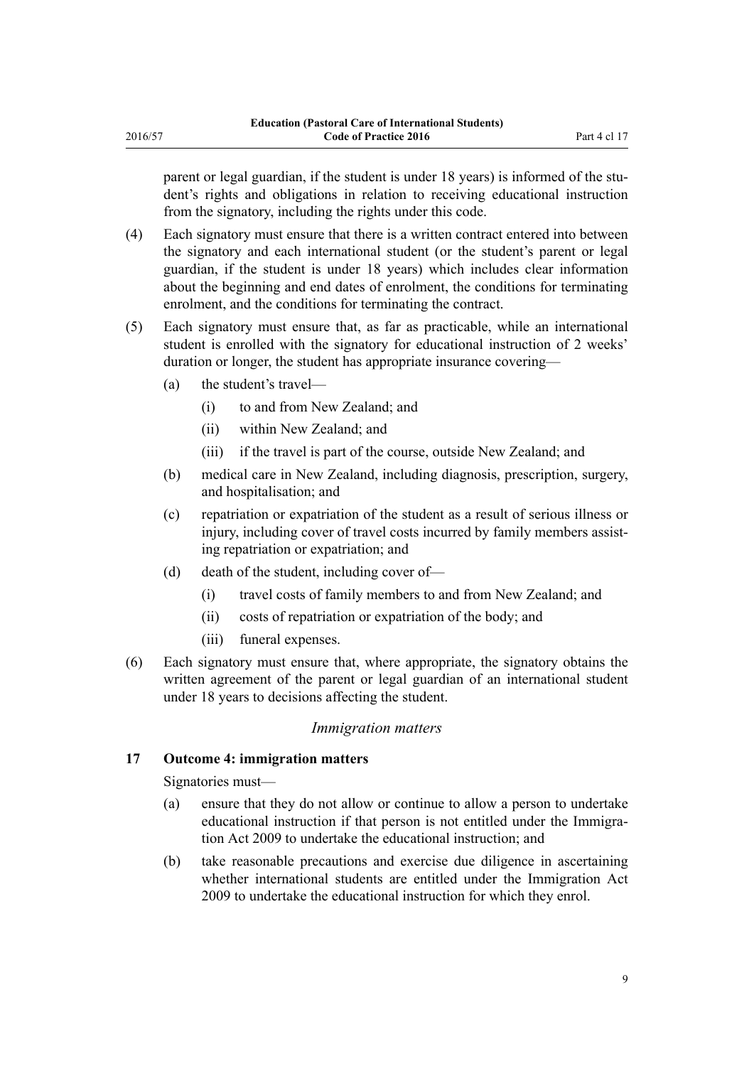parent or legal guardian, if the student is under 18 years) is informed of the student's rights and obligations in relation to receiving educational instruction from the signatory, including the rights under this code.

(4) Each signatory must ensure that there is a written contract entered into between the signatory and each international student (or the student's parent or legal guardian, if the student is under 18 years) which includes clear information about the beginning and end dates of enrolment, the conditions for terminating enrolment, and the conditions for terminating the contract.

(5) Each signatory must ensure that, as far as practicable, while an international student is enrolled with the signatory for educational instruction of 2 weeks' duration or longer, the student has appropriate insurance covering—

  (a) the student's travel—

    (i) to and from New Zealand; and

    (ii) within New Zealand; and

    (iii) if the travel is part of the course, outside New Zealand; and

  (b) medical care in New Zealand, including diagnosis, prescription, surgery, and hospitalisation; and

  (c) repatriation or expatriation of the student as a result of serious illness or injury, including cover of travel costs incurred by family members assisting repatriation or expatriation; and

  (d) death of the student, including cover of—

    (i) travel costs of family members to and from New Zealand; and

    (ii) costs of repatriation or expatriation of the body; and

    (iii) funeral expenses.

(6) Each signatory must ensure that, where appropriate, the signatory obtains the written agreement of the parent or legal guardian of an international student under 18 years to decisions affecting the student.

*Immigration matters*

### 17 Outcome 4: immigration matters

Signatories must—

  (a) ensure that they do not allow or continue to allow a person to undertake educational instruction if that person is not entitled under the Immigration Act 2009 to undertake the educational instruction; and

  (b) take reasonable precautions and exercise due diligence in ascertaining whether international students are entitled under the Immigration Act 2009 to undertake the educational instruction for which they enrol.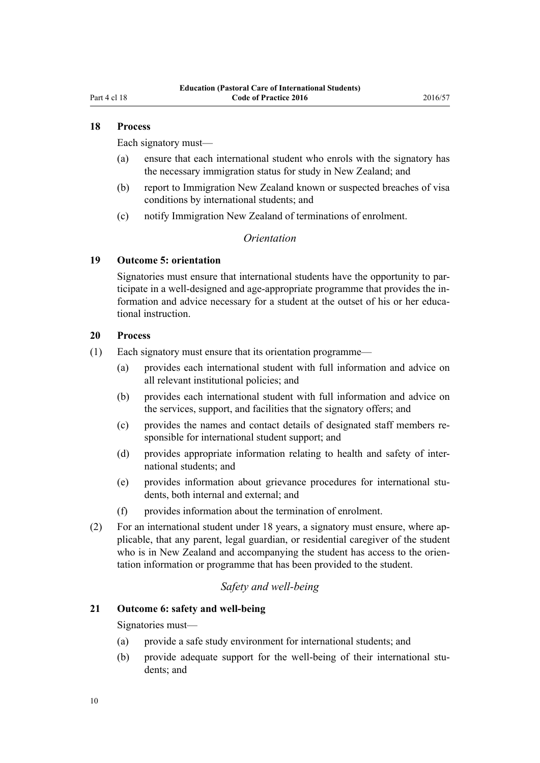### 18 Process

Each signatory must—

(a) ensure that each international student who enrols with the signatory has the necessary immigration status for study in New Zealand; and

(b) report to Immigration New Zealand known or suspected breaches of visa conditions by international students; and

(c) notify Immigration New Zealand of terminations of enrolment.

*Orientation*

### 19 Outcome 5: orientation

Signatories must ensure that international students have the opportunity to participate in a well-designed and age-appropriate programme that provides the information and advice necessary for a student at the outset of his or her educational instruction.

### 20 Process

(1) Each signatory must ensure that its orientation programme—

(a) provides each international student with full information and advice on all relevant institutional policies; and

(b) provides each international student with full information and advice on the services, support, and facilities that the signatory offers; and

(c) provides the names and contact details of designated staff members responsible for international student support; and

(d) provides appropriate information relating to health and safety of international students; and

(e) provides information about grievance procedures for international students, both internal and external; and

(f) provides information about the termination of enrolment.

(2) For an international student under 18 years, a signatory must ensure, where applicable, that any parent, legal guardian, or residential caregiver of the student who is in New Zealand and accompanying the student has access to the orientation information or programme that has been provided to the student.

*Safety and well-being*

### 21 Outcome 6: safety and well-being

Signatories must—

(a) provide a safe study environment for international students; and

(b) provide adequate support for the well-being of their international students; and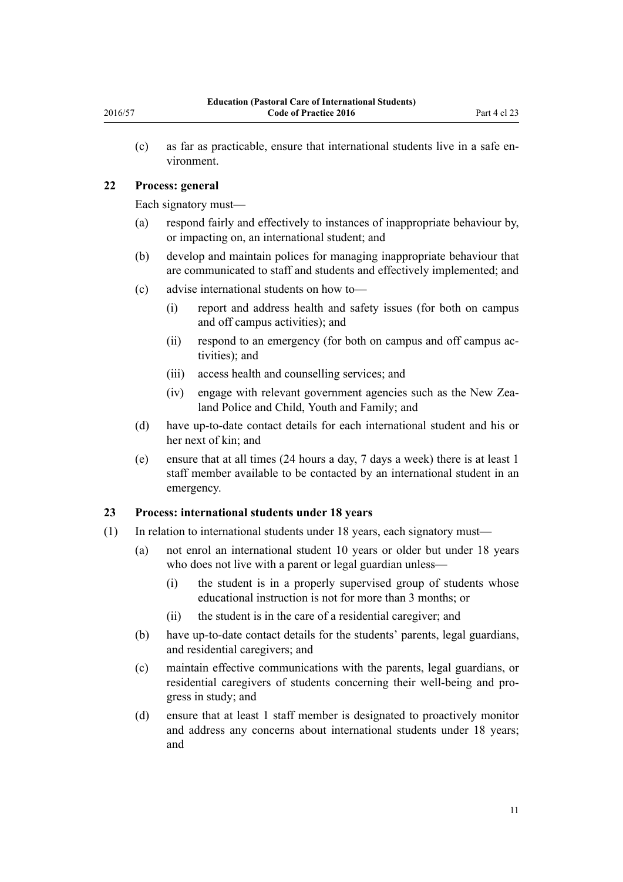(c) as far as practicable, ensure that international students live in a safe environment.

### 22 Process: general

Each signatory must—

(a) respond fairly and effectively to instances of inappropriate behaviour by, or impacting on, an international student; and

(b) develop and maintain polices for managing inappropriate behaviour that are communicated to staff and students and effectively implemented; and

(c) advise international students on how to—

  (i) report and address health and safety issues (for both on campus and off campus activities); and

  (ii) respond to an emergency (for both on campus and off campus activities); and

  (iii) access health and counselling services; and

  (iv) engage with relevant government agencies such as the New Zealand Police and Child, Youth and Family; and

(d) have up-to-date contact details for each international student and his or her next of kin; and

(e) ensure that at all times (24 hours a day, 7 days a week) there is at least 1 staff member available to be contacted by an international student in an emergency.

### 23 Process: international students under 18 years

(1) In relation to international students under 18 years, each signatory must—

  (a) not enrol an international student 10 years or older but under 18 years who does not live with a parent or legal guardian unless—

    (i) the student is in a properly supervised group of students whose educational instruction is not for more than 3 months; or

    (ii) the student is in the care of a residential caregiver; and

  (b) have up-to-date contact details for the students' parents, legal guardians, and residential caregivers; and

  (c) maintain effective communications with the parents, legal guardians, or residential caregivers of students concerning their well-being and progress in study; and

  (d) ensure that at least 1 staff member is designated to proactively monitor and address any concerns about international students under 18 years; and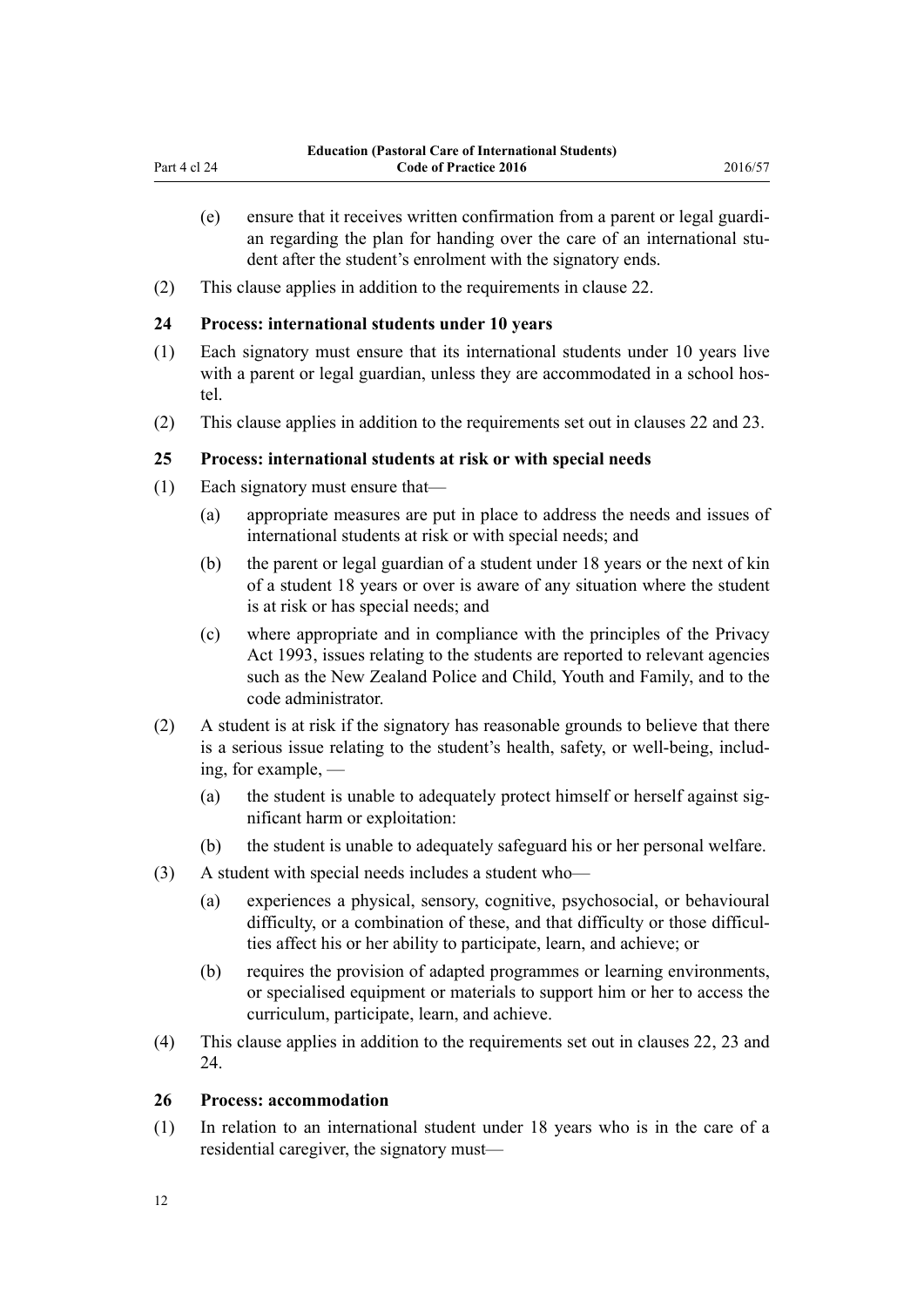(e) ensure that it receives written confirmation from a parent or legal guardian regarding the plan for handing over the care of an international student after the student's enrolment with the signatory ends.

(2) This clause applies in addition to the requirements in clause 22.

### 24 Process: international students under 10 years

(1) Each signatory must ensure that its international students under 10 years live with a parent or legal guardian, unless they are accommodated in a school hostel.

(2) This clause applies in addition to the requirements set out in clauses 22 and 23.

### 25 Process: international students at risk or with special needs

(1) Each signatory must ensure that—

(a) appropriate measures are put in place to address the needs and issues of international students at risk or with special needs; and

(b) the parent or legal guardian of a student under 18 years or the next of kin of a student 18 years or over is aware of any situation where the student is at risk or has special needs; and

(c) where appropriate and in compliance with the principles of the Privacy Act 1993, issues relating to the students are reported to relevant agencies such as the New Zealand Police and Child, Youth and Family, and to the code administrator.

(2) A student is at risk if the signatory has reasonable grounds to believe that there is a serious issue relating to the student's health, safety, or well-being, including, for example, —

(a) the student is unable to adequately protect himself or herself against significant harm or exploitation:

(b) the student is unable to adequately safeguard his or her personal welfare.

(3) A student with special needs includes a student who—

(a) experiences a physical, sensory, cognitive, psychosocial, or behavioural difficulty, or a combination of these, and that difficulty or those difficulties affect his or her ability to participate, learn, and achieve; or

(b) requires the provision of adapted programmes or learning environments, or specialised equipment or materials to support him or her to access the curriculum, participate, learn, and achieve.

(4) This clause applies in addition to the requirements set out in clauses 22, 23 and 24.

### 26 Process: accommodation

(1) In relation to an international student under 18 years who is in the care of a residential caregiver, the signatory must—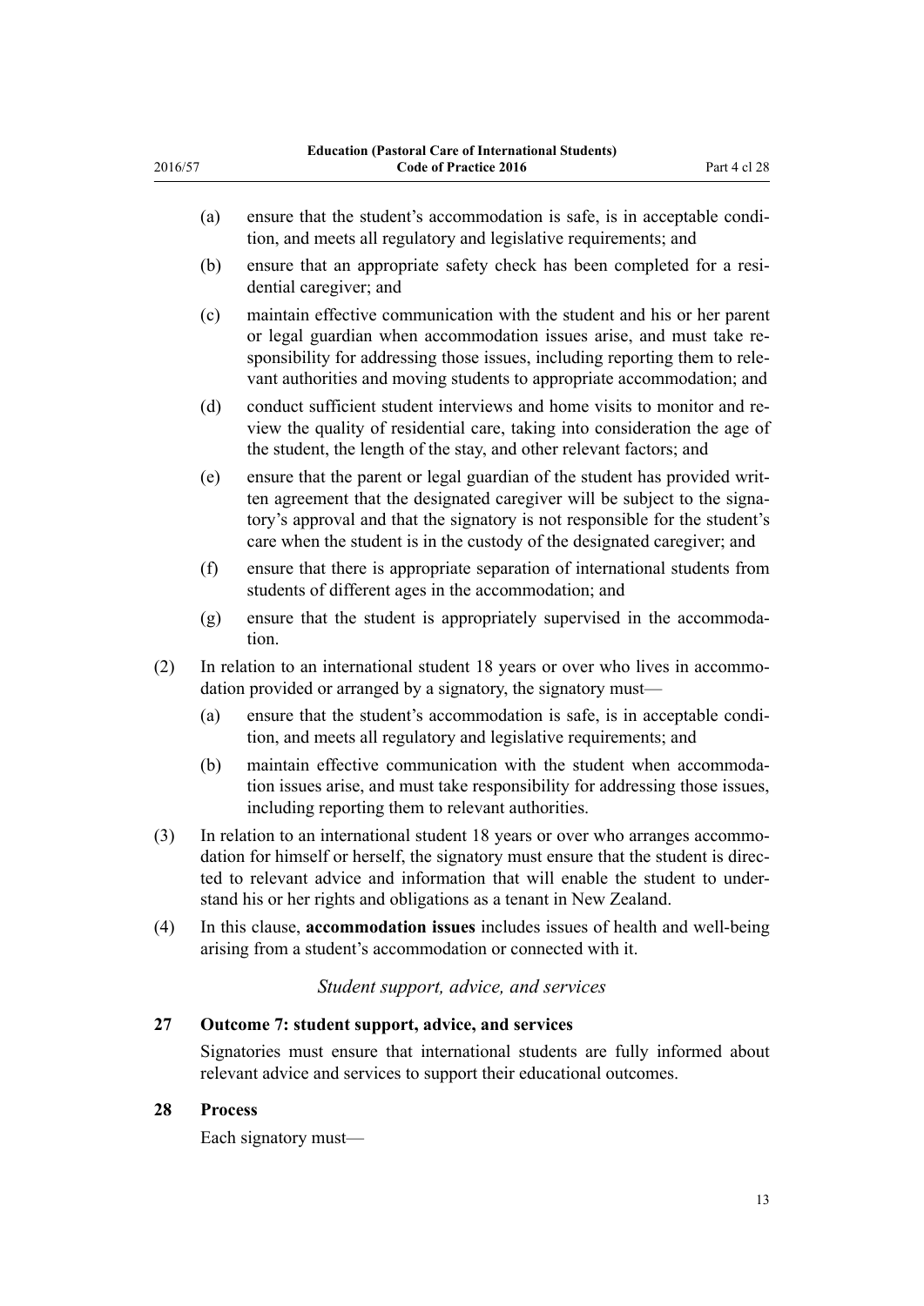(a) ensure that the student's accommodation is safe, is in acceptable condition, and meets all regulatory and legislative requirements; and

(b) ensure that an appropriate safety check has been completed for a residential caregiver; and

(c) maintain effective communication with the student and his or her parent or legal guardian when accommodation issues arise, and must take responsibility for addressing those issues, including reporting them to relevant authorities and moving students to appropriate accommodation; and

(d) conduct sufficient student interviews and home visits to monitor and review the quality of residential care, taking into consideration the age of the student, the length of the stay, and other relevant factors; and

(e) ensure that the parent or legal guardian of the student has provided written agreement that the designated caregiver will be subject to the signatory's approval and that the signatory is not responsible for the student's care when the student is in the custody of the designated caregiver; and

(f) ensure that there is appropriate separation of international students from students of different ages in the accommodation; and

(g) ensure that the student is appropriately supervised in the accommodation.

(2) In relation to an international student 18 years or over who lives in accommodation provided or arranged by a signatory, the signatory must—

(a) ensure that the student's accommodation is safe, is in acceptable condition, and meets all regulatory and legislative requirements; and

(b) maintain effective communication with the student when accommodation issues arise, and must take responsibility for addressing those issues, including reporting them to relevant authorities.

(3) In relation to an international student 18 years or over who arranges accommodation for himself or herself, the signatory must ensure that the student is directed to relevant advice and information that will enable the student to understand his or her rights and obligations as a tenant in New Zealand.

(4) In this clause, **accommodation issues** includes issues of health and well-being arising from a student's accommodation or connected with it.

*Student support, advice, and services*

### 27 Outcome 7: student support, advice, and services

Signatories must ensure that international students are fully informed about relevant advice and services to support their educational outcomes.

### 28 Process

Each signatory must—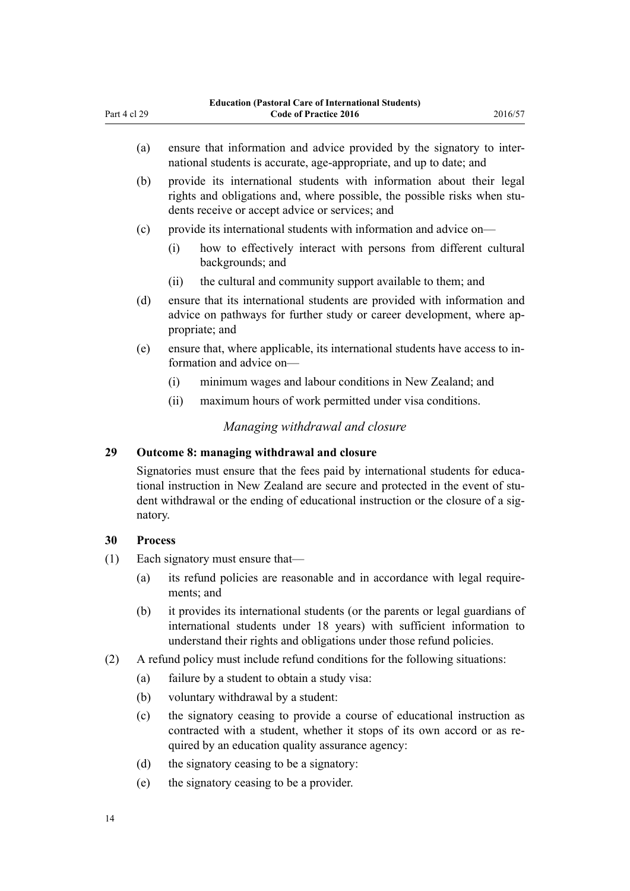(a) ensure that information and advice provided by the signatory to international students is accurate, age-appropriate, and up to date; and

(b) provide its international students with information about their legal rights and obligations and, where possible, the possible risks when students receive or accept advice or services; and

(c) provide its international students with information and advice on—

  (i) how to effectively interact with persons from different cultural backgrounds; and

  (ii) the cultural and community support available to them; and

(d) ensure that its international students are provided with information and advice on pathways for further study or career development, where appropriate; and

(e) ensure that, where applicable, its international students have access to information and advice on—

  (i) minimum wages and labour conditions in New Zealand; and

  (ii) maximum hours of work permitted under visa conditions.

*Managing withdrawal and closure*

### 29 Outcome 8: managing withdrawal and closure

Signatories must ensure that the fees paid by international students for educational instruction in New Zealand are secure and protected in the event of student withdrawal or the ending of educational instruction or the closure of a signatory.

### 30 Process

(1) Each signatory must ensure that—

  (a) its refund policies are reasonable and in accordance with legal requirements; and

  (b) it provides its international students (or the parents or legal guardians of international students under 18 years) with sufficient information to understand their rights and obligations under those refund policies.

(2) A refund policy must include refund conditions for the following situations:

  (a) failure by a student to obtain a study visa:

  (b) voluntary withdrawal by a student:

  (c) the signatory ceasing to provide a course of educational instruction as contracted with a student, whether it stops of its own accord or as required by an education quality assurance agency:

  (d) the signatory ceasing to be a signatory:

  (e) the signatory ceasing to be a provider.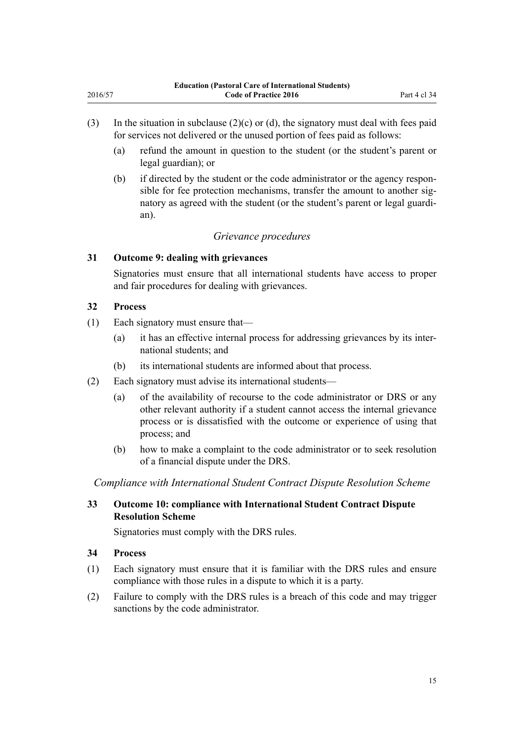(3) In the situation in subclause (2)(c) or (d), the signatory must deal with fees paid for services not delivered or the unused portion of fees paid as follows:

  (a) refund the amount in question to the student (or the student's parent or legal guardian); or

  (b) if directed by the student or the code administrator or the agency responsible for fee protection mechanisms, transfer the amount to another signatory as agreed with the student (or the student's parent or legal guardian).

*Grievance procedures*

### 31 Outcome 9: dealing with grievances

Signatories must ensure that all international students have access to proper and fair procedures for dealing with grievances.

### 32 Process

(1) Each signatory must ensure that—

  (a) it has an effective internal process for addressing grievances by its international students; and

  (b) its international students are informed about that process.

(2) Each signatory must advise its international students—

  (a) of the availability of recourse to the code administrator or DRS or any other relevant authority if a student cannot access the internal grievance process or is dissatisfied with the outcome or experience of using that process; and

  (b) how to make a complaint to the code administrator or to seek resolution of a financial dispute under the DRS.

*Compliance with International Student Contract Dispute Resolution Scheme*

### 33 Outcome 10: compliance with International Student Contract Dispute Resolution Scheme

Signatories must comply with the DRS rules.

### 34 Process

(1) Each signatory must ensure that it is familiar with the DRS rules and ensure compliance with those rules in a dispute to which it is a party.

(2) Failure to comply with the DRS rules is a breach of this code and may trigger sanctions by the code administrator.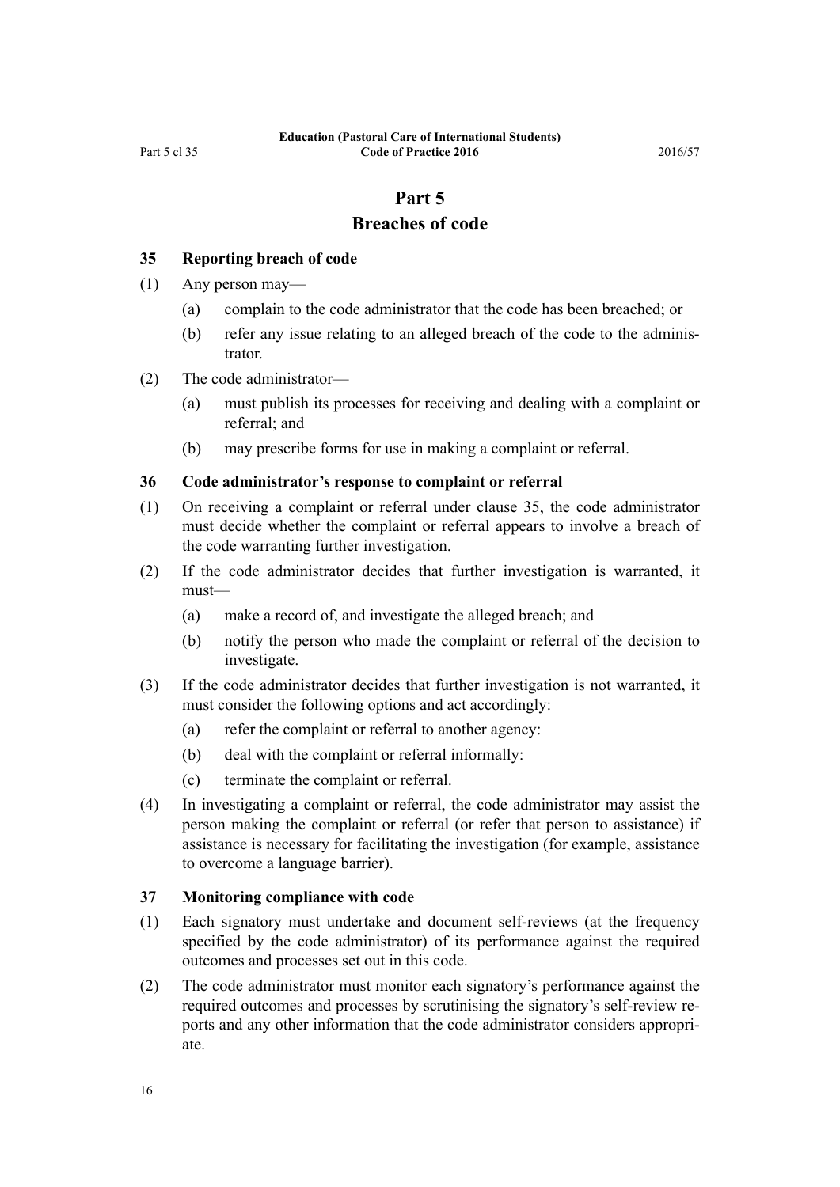# Part 5
# Breaches of code

### 35 Reporting breach of code

(1) Any person may—

(a) complain to the code administrator that the code has been breached; or

(b) refer any issue relating to an alleged breach of the code to the administrator.

(2) The code administrator—

(a) must publish its processes for receiving and dealing with a complaint or referral; and

(b) may prescribe forms for use in making a complaint or referral.

### 36 Code administrator's response to complaint or referral

(1) On receiving a complaint or referral under clause 35, the code administrator must decide whether the complaint or referral appears to involve a breach of the code warranting further investigation.

(2) If the code administrator decides that further investigation is warranted, it must—

(a) make a record of, and investigate the alleged breach; and

(b) notify the person who made the complaint or referral of the decision to investigate.

(3) If the code administrator decides that further investigation is not warranted, it must consider the following options and act accordingly:

(a) refer the complaint or referral to another agency:

(b) deal with the complaint or referral informally:

(c) terminate the complaint or referral.

(4) In investigating a complaint or referral, the code administrator may assist the person making the complaint or referral (or refer that person to assistance) if assistance is necessary for facilitating the investigation (for example, assistance to overcome a language barrier).

### 37 Monitoring compliance with code

(1) Each signatory must undertake and document self-reviews (at the frequency specified by the code administrator) of its performance against the required outcomes and processes set out in this code.

(2) The code administrator must monitor each signatory's performance against the required outcomes and processes by scrutinising the signatory's self-review reports and any other information that the code administrator considers appropriate.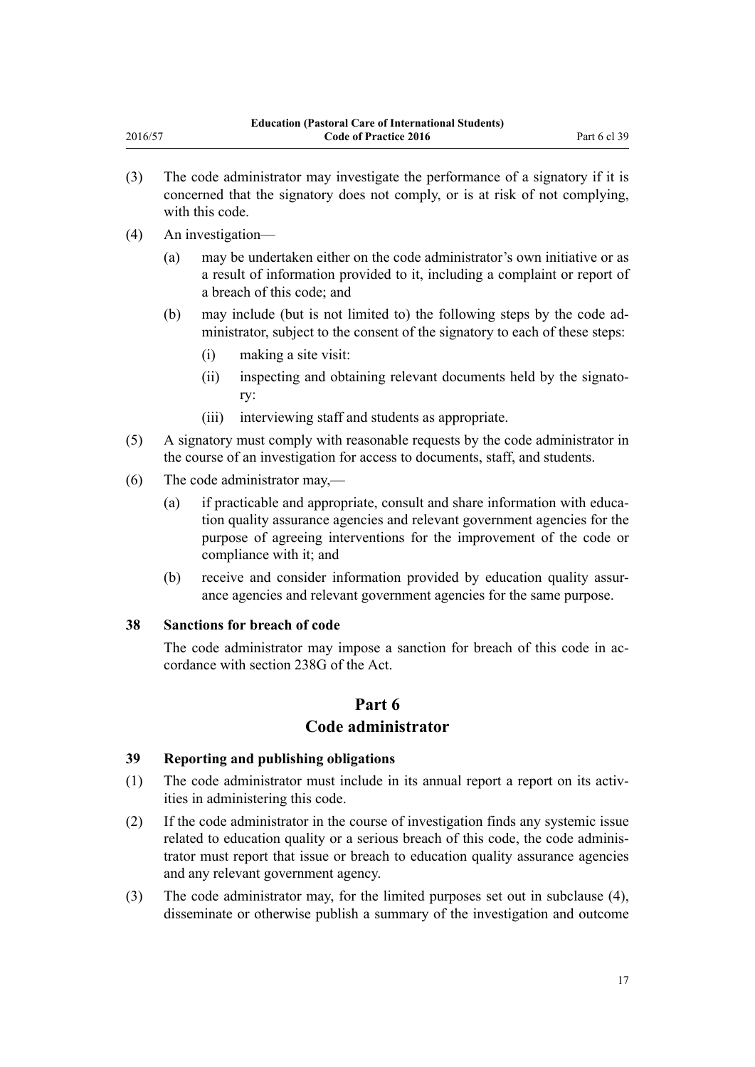(3) The code administrator may investigate the performance of a signatory if it is concerned that the signatory does not comply, or is at risk of not complying, with this code.

(4) An investigation—

(a) may be undertaken either on the code administrator's own initiative or as a result of information provided to it, including a complaint or report of a breach of this code; and

(b) may include (but is not limited to) the following steps by the code administrator, subject to the consent of the signatory to each of these steps:

(i) making a site visit:

(ii) inspecting and obtaining relevant documents held by the signatory:

(iii) interviewing staff and students as appropriate.

(5) A signatory must comply with reasonable requests by the code administrator in the course of an investigation for access to documents, staff, and students.

(6) The code administrator may,—

(a) if practicable and appropriate, consult and share information with education quality assurance agencies and relevant government agencies for the purpose of agreeing interventions for the improvement of the code or compliance with it; and

(b) receive and consider information provided by education quality assurance agencies and relevant government agencies for the same purpose.

### 38 Sanctions for breach of code

The code administrator may impose a sanction for breach of this code in accordance with section 238G of the Act.

## Part 6
## Code administrator

### 39 Reporting and publishing obligations

(1) The code administrator must include in its annual report a report on its activities in administering this code.

(2) If the code administrator in the course of investigation finds any systemic issue related to education quality or a serious breach of this code, the code administrator must report that issue or breach to education quality assurance agencies and any relevant government agency.

(3) The code administrator may, for the limited purposes set out in subclause (4), disseminate or otherwise publish a summary of the investigation and outcome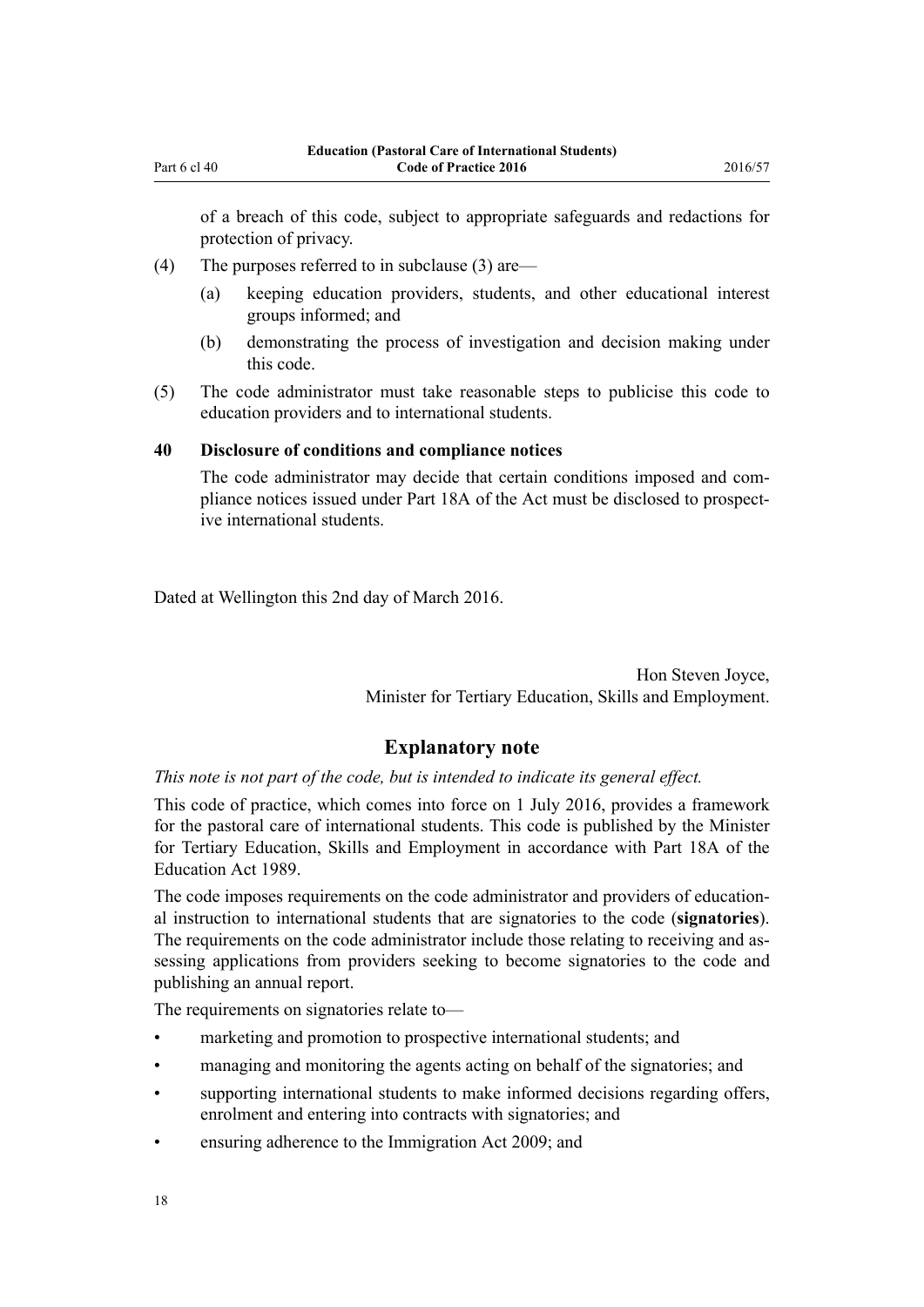of a breach of this code, subject to appropriate safeguards and redactions for protection of privacy.

(4) The purposes referred to in subclause (3) are—

(a) keeping education providers, students, and other educational interest groups informed; and

(b) demonstrating the process of investigation and decision making under this code.

(5) The code administrator must take reasonable steps to publicise this code to education providers and to international students.

**40 Disclosure of conditions and compliance notices**

The code administrator may decide that certain conditions imposed and compliance notices issued under Part 18A of the Act must be disclosed to prospective international students.

Dated at Wellington this 2nd day of March 2016.

Hon Steven Joyce,
Minister for Tertiary Education, Skills and Employment.

## Explanatory note

*This note is not part of the code, but is intended to indicate its general effect.*

This code of practice, which comes into force on 1 July 2016, provides a framework for the pastoral care of international students. This code is published by the Minister for Tertiary Education, Skills and Employment in accordance with Part 18A of the Education Act 1989.

The code imposes requirements on the code administrator and providers of educational instruction to international students that are signatories to the code (**signatories**). The requirements on the code administrator include those relating to receiving and assessing applications from providers seeking to become signatories to the code and publishing an annual report.

The requirements on signatories relate to—

- marketing and promotion to prospective international students; and
- managing and monitoring the agents acting on behalf of the signatories; and
- supporting international students to make informed decisions regarding offers, enrolment and entering into contracts with signatories; and
- ensuring adherence to the Immigration Act 2009; and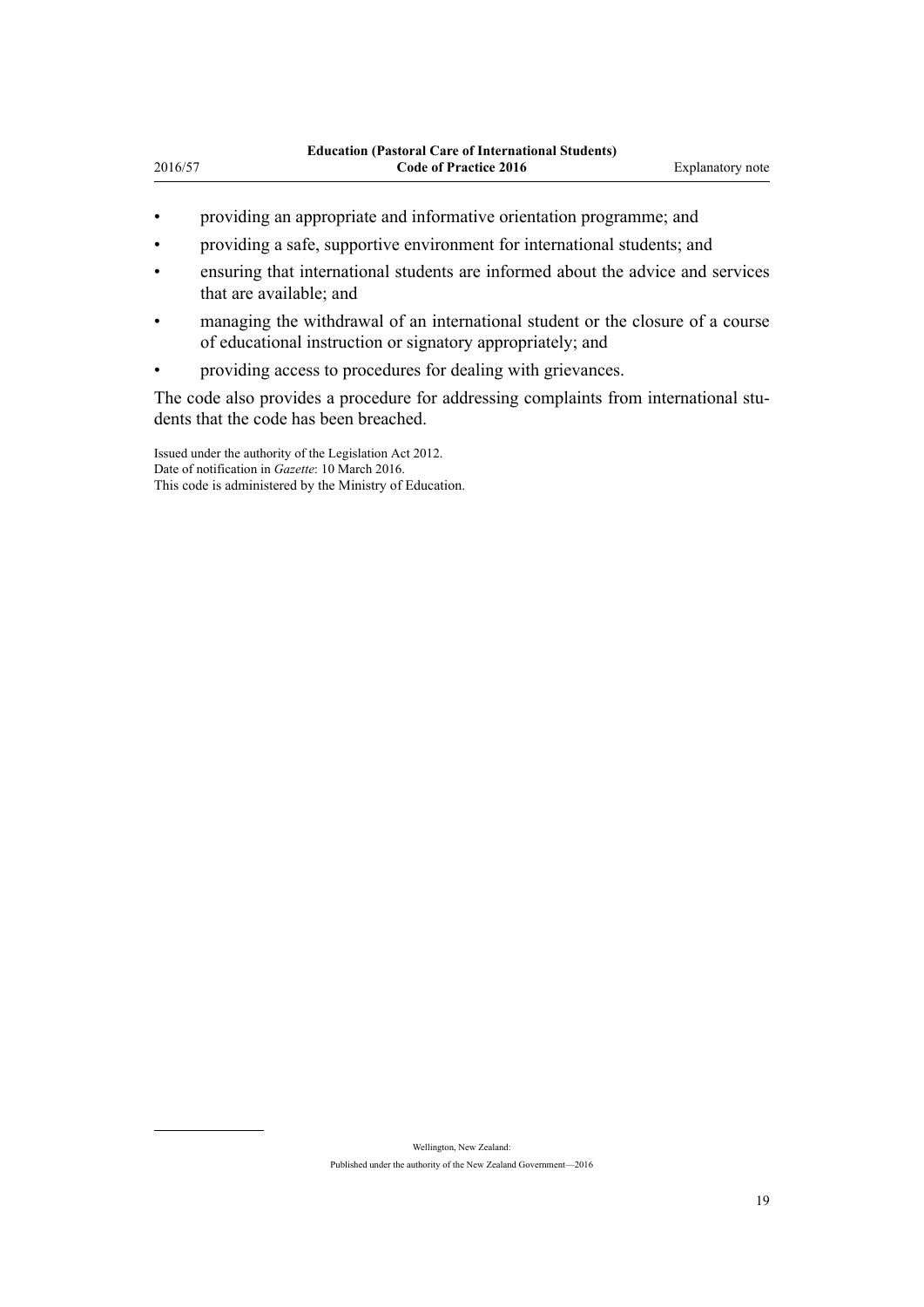- providing an appropriate and informative orientation programme; and
- providing a safe, supportive environment for international students; and
- ensuring that international students are informed about the advice and services that are available; and
- managing the withdrawal of an international student or the closure of a course of educational instruction or signatory appropriately; and
- providing access to procedures for dealing with grievances.

The code also provides a procedure for addressing complaints from international students that the code has been breached.

Issued under the authority of the Legislation Act 2012.
Date of notification in *Gazette*: 10 March 2016.
This code is administered by the Ministry of Education.

Wellington, New Zealand:
Published under the authority of the New Zealand Government—2016